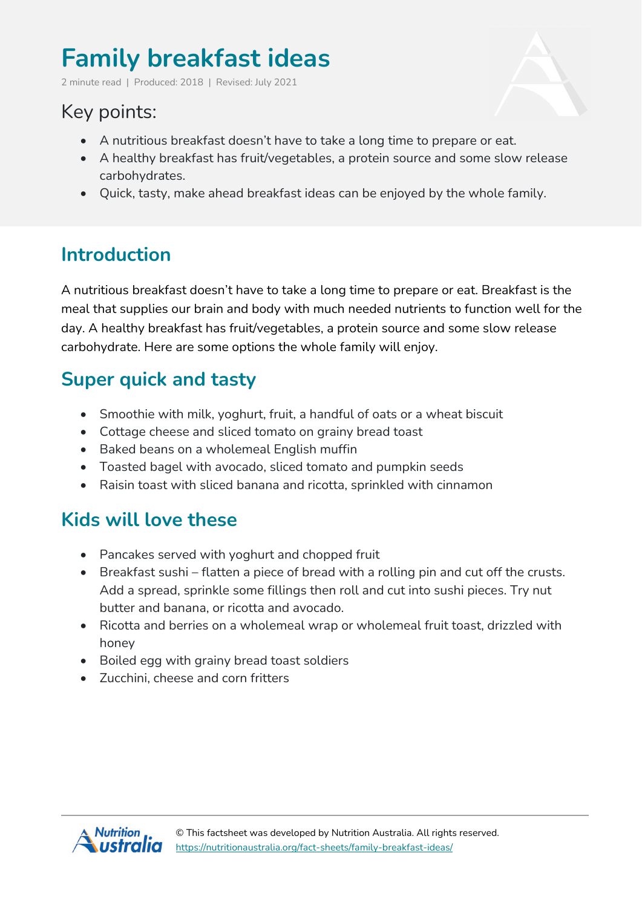# Family breakfast ideas

2 minute read | Produced: 2018 | Revised: July 2021

## Key points:

- A nutritious breakfast doesn't have to take a long time to prepare or eat.
- A healthy breakfast has fruit/vegetables, a protein source and some slow release carbohydrates.
- Quick, tasty, make ahead breakfast ideas can be enjoyed by the whole family.

## Introduction

A nutritious breakfast doesn't have to take a long time to prepare or eat. Breakfast is the meal that supplies our brain and body with much needed nutrients to function well for the day. A healthy breakfast has fruit/vegetables, a protein source and some slow release carbohydrate. Here are some options the whole family will enjoy.

## Super quick and tasty

- Smoothie with milk, yoghurt, fruit, a handful of oats or a wheat biscuit
- Cottage cheese and sliced tomato on grainy bread toast
- Baked beans on a wholemeal English muffin
- Toasted bagel with avocado, sliced tomato and pumpkin seeds
- Raisin toast with sliced banana and ricotta, sprinkled with cinnamon

## Kids will love these

- Pancakes served with yoghurt and chopped fruit
- Breakfast sushi – flatten a piece of bread with a rolling pin and cut off the crusts. Add a spread, sprinkle some fillings then roll and cut into sushi pieces. Try nut butter and banana, or ricotta and avocado.
- Ricotta and berries on a wholemeal wrap or wholemeal fruit toast, drizzled with honey
- Boiled egg with grainy bread toast soldiers
- Zucchini, cheese and corn fritters

© This factsheet was developed by Nutrition Australia. All rights reserved.
https://nutritionaustralia.org/fact-sheets/family-breakfast-ideas/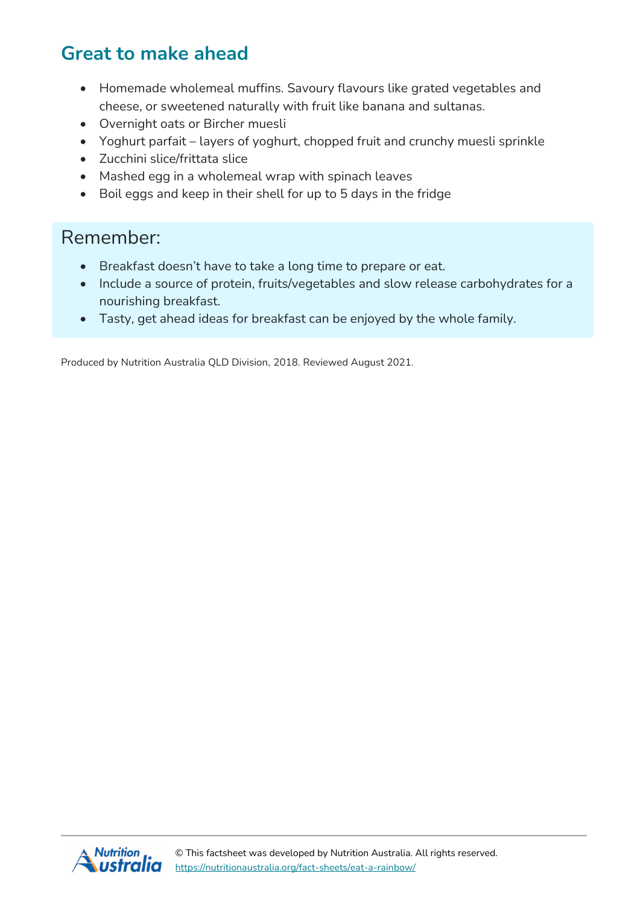## Great to make ahead

- Homemade wholemeal muffins. Savoury flavours like grated vegetables and cheese, or sweetened naturally with fruit like banana and sultanas.
- Overnight oats or Bircher muesli
- Yoghurt parfait – layers of yoghurt, chopped fruit and crunchy muesli sprinkle
- Zucchini slice/frittata slice
- Mashed egg in a wholemeal wrap with spinach leaves
- Boil eggs and keep in their shell for up to 5 days in the fridge

### Remember:

- Breakfast doesn't have to take a long time to prepare or eat.
- Include a source of protein, fruits/vegetables and slow release carbohydrates for a nourishing breakfast.
- Tasty, get ahead ideas for breakfast can be enjoyed by the whole family.

Produced by Nutrition Australia QLD Division, 2018. Reviewed August 2021.

© This factsheet was developed by Nutrition Australia. All rights reserved.
https://nutritionaustralia.org/fact-sheets/eat-a-rainbow/